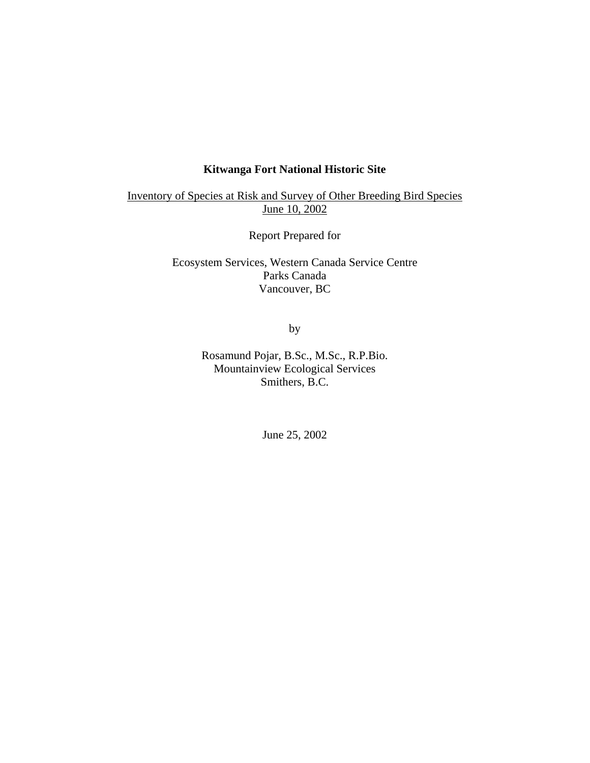# Kitwanga Fort National Historic Site

Inventory of Species at Risk and Survey of Other Breeding Bird Species
June 10, 2002

Report Prepared for

Ecosystem Services, Western Canada Service Centre
Parks Canada
Vancouver, BC

by

Rosamund Pojar, B.Sc., M.Sc., R.P.Bio.
Mountainview Ecological Services
Smithers, B.C.

June 25, 2002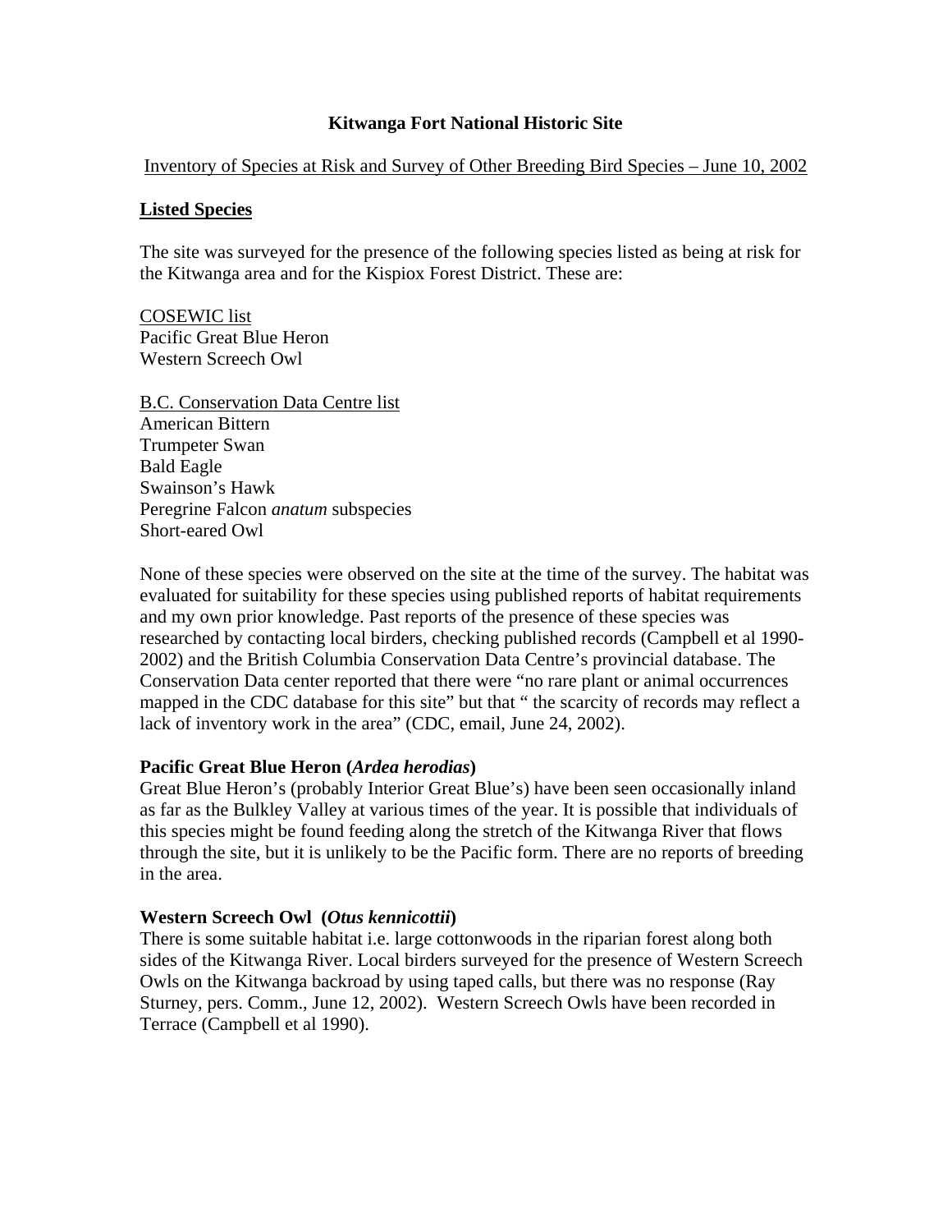**Kitwanga Fort National Historic Site**

Inventory of Species at Risk and Survey of Other Breeding Bird Species – June 10, 2002

**Listed Species**

The site was surveyed for the presence of the following species listed as being at risk for the Kitwanga area and for the Kispiox Forest District. These are:

COSEWIC list
Pacific Great Blue Heron
Western Screech Owl

B.C. Conservation Data Centre list
American Bittern
Trumpeter Swan
Bald Eagle
Swainson's Hawk
Peregrine Falcon *anatum* subspecies
Short-eared Owl

None of these species were observed on the site at the time of the survey. The habitat was evaluated for suitability for these species using published reports of habitat requirements and my own prior knowledge. Past reports of the presence of these species was researched by contacting local birders, checking published records (Campbell et al 1990-2002) and the British Columbia Conservation Data Centre's provincial database. The Conservation Data center reported that there were "no rare plant or animal occurrences mapped in the CDC database for this site" but that " the scarcity of records may reflect a lack of inventory work in the area" (CDC, email, June 24, 2002).

**Pacific Great Blue Heron (*Ardea herodias*)**
Great Blue Heron's (probably Interior Great Blue's) have been seen occasionally inland as far as the Bulkley Valley at various times of the year. It is possible that individuals of this species might be found feeding along the stretch of the Kitwanga River that flows through the site, but it is unlikely to be the Pacific form. There are no reports of breeding in the area.

**Western Screech Owl (*Otus kennicottii*)**
There is some suitable habitat i.e. large cottonwoods in the riparian forest along both sides of the Kitwanga River. Local birders surveyed for the presence of Western Screech Owls on the Kitwanga backroad by using taped calls, but there was no response (Ray Sturney, pers. Comm., June 12, 2002). Western Screech Owls have been recorded in Terrace (Campbell et al 1990).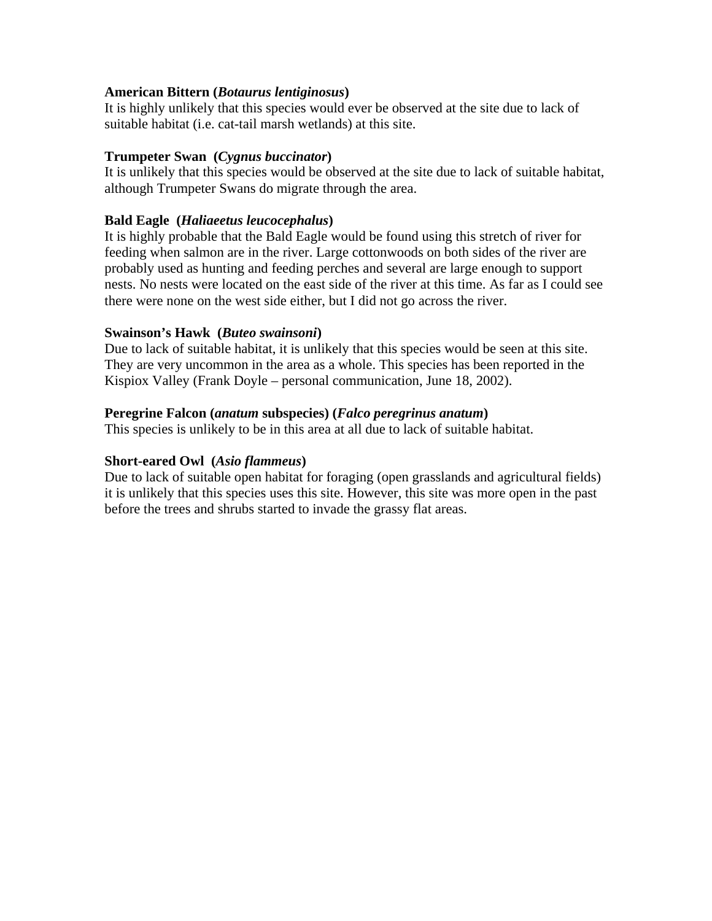**American Bittern (*Botaurus lentiginosus*)**
It is highly unlikely that this species would ever be observed at the site due to lack of suitable habitat (i.e. cat-tail marsh wetlands) at this site.

**Trumpeter Swan (*Cygnus buccinator*)**
It is unlikely that this species would be observed at the site due to lack of suitable habitat, although Trumpeter Swans do migrate through the area.

**Bald Eagle (*Haliaeetus leucocephalus*)**
It is highly probable that the Bald Eagle would be found using this stretch of river for feeding when salmon are in the river. Large cottonwoods on both sides of the river are probably used as hunting and feeding perches and several are large enough to support nests. No nests were located on the east side of the river at this time. As far as I could see there were none on the west side either, but I did not go across the river.

**Swainson's Hawk (*Buteo swainsoni*)**
Due to lack of suitable habitat, it is unlikely that this species would be seen at this site. They are very uncommon in the area as a whole. This species has been reported in the Kispiox Valley (Frank Doyle – personal communication, June 18, 2002).

**Peregrine Falcon (*anatum* subspecies) (*Falco peregrinus anatum*)**
This species is unlikely to be in this area at all due to lack of suitable habitat.

**Short-eared Owl (*Asio flammeus*)**
Due to lack of suitable open habitat for foraging (open grasslands and agricultural fields) it is unlikely that this species uses this site. However, this site was more open in the past before the trees and shrubs started to invade the grassy flat areas.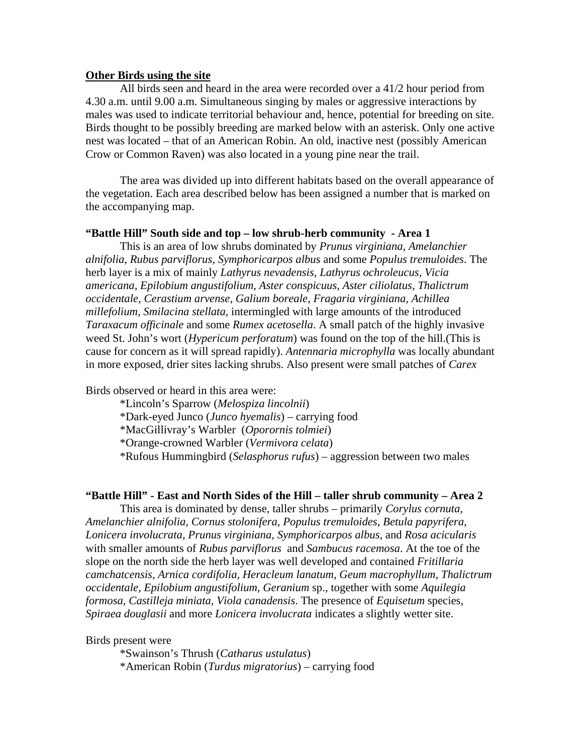**Other Birds using the site**

All birds seen and heard in the area were recorded over a 41/2 hour period from 4.30 a.m. until 9.00 a.m. Simultaneous singing by males or aggressive interactions by males was used to indicate territorial behaviour and, hence, potential for breeding on site. Birds thought to be possibly breeding are marked below with an asterisk. Only one active nest was located – that of an American Robin. An old, inactive nest (possibly American Crow or Common Raven) was also located in a young pine near the trail.

The area was divided up into different habitats based on the overall appearance of the vegetation. Each area described below has been assigned a number that is marked on the accompanying map.

**"Battle Hill" South side and top – low shrub-herb community - Area 1**

This is an area of low shrubs dominated by *Prunus virginiana, Amelanchier alnifolia, Rubus parviflorus, Symphoricarpos albus* and some *Populus tremuloides*. The herb layer is a mix of mainly *Lathyrus nevadensis, Lathyrus ochroleucus, Vicia americana, Epilobium angustifolium, Aster conspicuus, Aster ciliolatus, Thalictrum occidentale, Cerastium arvense, Galium boreale, Fragaria virginiana, Achillea millefolium, Smilacina stellata,* intermingled with large amounts of the introduced *Taraxacum officinale* and some *Rumex acetosella*. A small patch of the highly invasive weed St. John's wort (*Hypericum perforatum*) was found on the top of the hill.(This is cause for concern as it will spread rapidly). *Antennaria microphylla* was locally abundant in more exposed, drier sites lacking shrubs. Also present were small patches of *Carex*

Birds observed or heard in this area were:

*Lincoln's Sparrow (*Melospiza lincolnii*)
*Dark-eyed Junco (*Junco hyemalis*) – carrying food
*MacGillivray's Warbler (*Oporornis tolmiei*)
*Orange-crowned Warbler (*Vermivora celata*)
*Rufous Hummingbird (*Selasphorus rufus*) – aggression between two males

**"Battle Hill" - East and North Sides of the Hill – taller shrub community – Area 2**

This area is dominated by dense, taller shrubs – primarily *Corylus cornuta, Amelanchier alnifolia, Cornus stolonifera, Populus tremuloides, Betula papyrifera, Lonicera involucrata, Prunus virginiana, Symphoricarpos albus,* and *Rosa acicularis* with smaller amounts of *Rubus parviflorus* and *Sambucus racemosa*. At the toe of the slope on the north side the herb layer was well developed and contained *Fritillaria camchatcensis, Arnica cordifolia, Heracleum lanatum, Geum macrophyllum, Thalictrum occidentale, Epilobium angustifolium, Geranium* sp., together with some *Aquilegia formosa, Castilleja miniata, Viola canadensis*. The presence of *Equisetum* species, *Spiraea douglasii* and more *Lonicera involucrata* indicates a slightly wetter site.

Birds present were

*Swainson's Thrush (*Catharus ustulatus*)
*American Robin (*Turdus migratorius*) – carrying food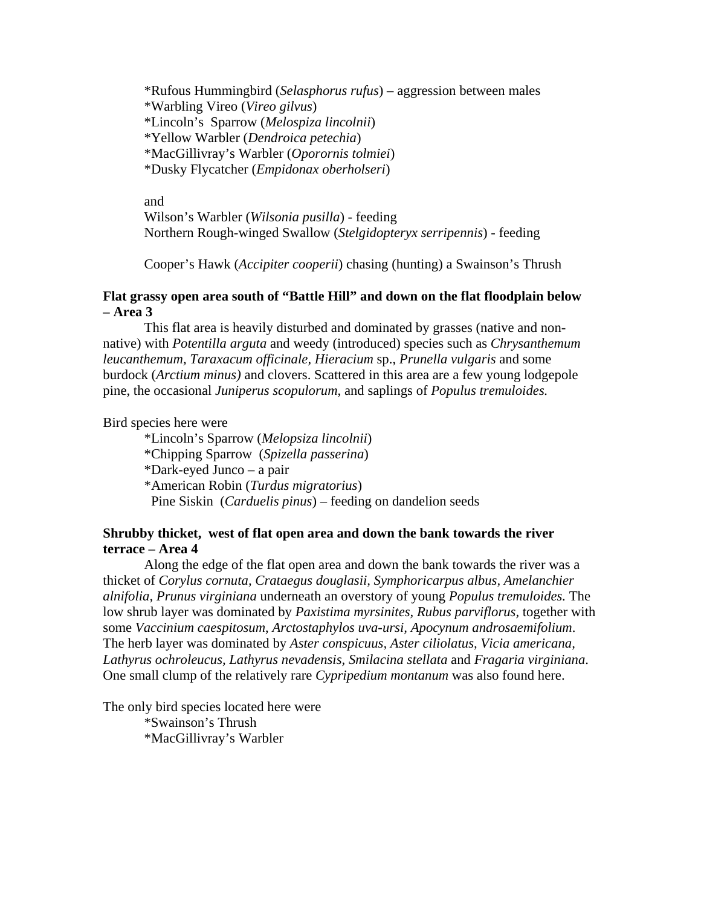*Rufous Hummingbird (*Selasphorus rufus*) – aggression between males
*Warbling Vireo (*Vireo gilvus*)
*Lincoln's Sparrow (*Melospiza lincolnii*)
*Yellow Warbler (*Dendroica petechia*)
*MacGillivray's Warbler (*Oporornis tolmiei*)
*Dusky Flycatcher (*Empidonax oberholseri*)

and
Wilson's Warbler (*Wilsonia pusilla*) - feeding
Northern Rough-winged Swallow (*Stelgidopteryx serripennis*) - feeding

Cooper's Hawk (*Accipiter cooperii*) chasing (hunting) a Swainson's Thrush

**Flat grassy open area south of "Battle Hill" and down on the flat floodplain below – Area 3**

This flat area is heavily disturbed and dominated by grasses (native and non-native) with *Potentilla arguta* and weedy (introduced) species such as *Chrysanthemum leucanthemum*, *Taraxacum officinale*, *Hieracium* sp., *Prunella vulgaris* and some burdock (*Arctium minus)* and clovers. Scattered in this area are a few young lodgepole pine, the occasional *Juniperus scopulorum*, and saplings of *Populus tremuloides.*

Bird species here were
*Lincoln's Sparrow (*Melopsiza lincolnii*)
*Chipping Sparrow (*Spizella passerina*)
*Dark-eyed Junco – a pair
*American Robin (*Turdus migratorius*)
Pine Siskin (*Carduelis pinus*) – feeding on dandelion seeds

**Shrubby thicket, west of flat open area and down the bank towards the river terrace – Area 4**

Along the edge of the flat open area and down the bank towards the river was a thicket of *Corylus cornuta, Crataegus douglasii, Symphoricarpus albus, Amelanchier alnifolia, Prunus virginiana* underneath an overstory of young *Populus tremuloides.* The low shrub layer was dominated by *Paxistima myrsinites, Rubus parviflorus,* together with some *Vaccinium caespitosum*, *Arctostaphylos uva-ursi*, *Apocynum androsaemifolium*. The herb layer was dominated by *Aster conspicuus*, *Aster ciliolatus, Vicia americana, Lathyrus ochroleucus, Lathyrus nevadensis, Smilacina stellata* and *Fragaria virginiana*. One small clump of the relatively rare *Cypripedium montanum* was also found here.

The only bird species located here were
*Swainson's Thrush
*MacGillivray's Warbler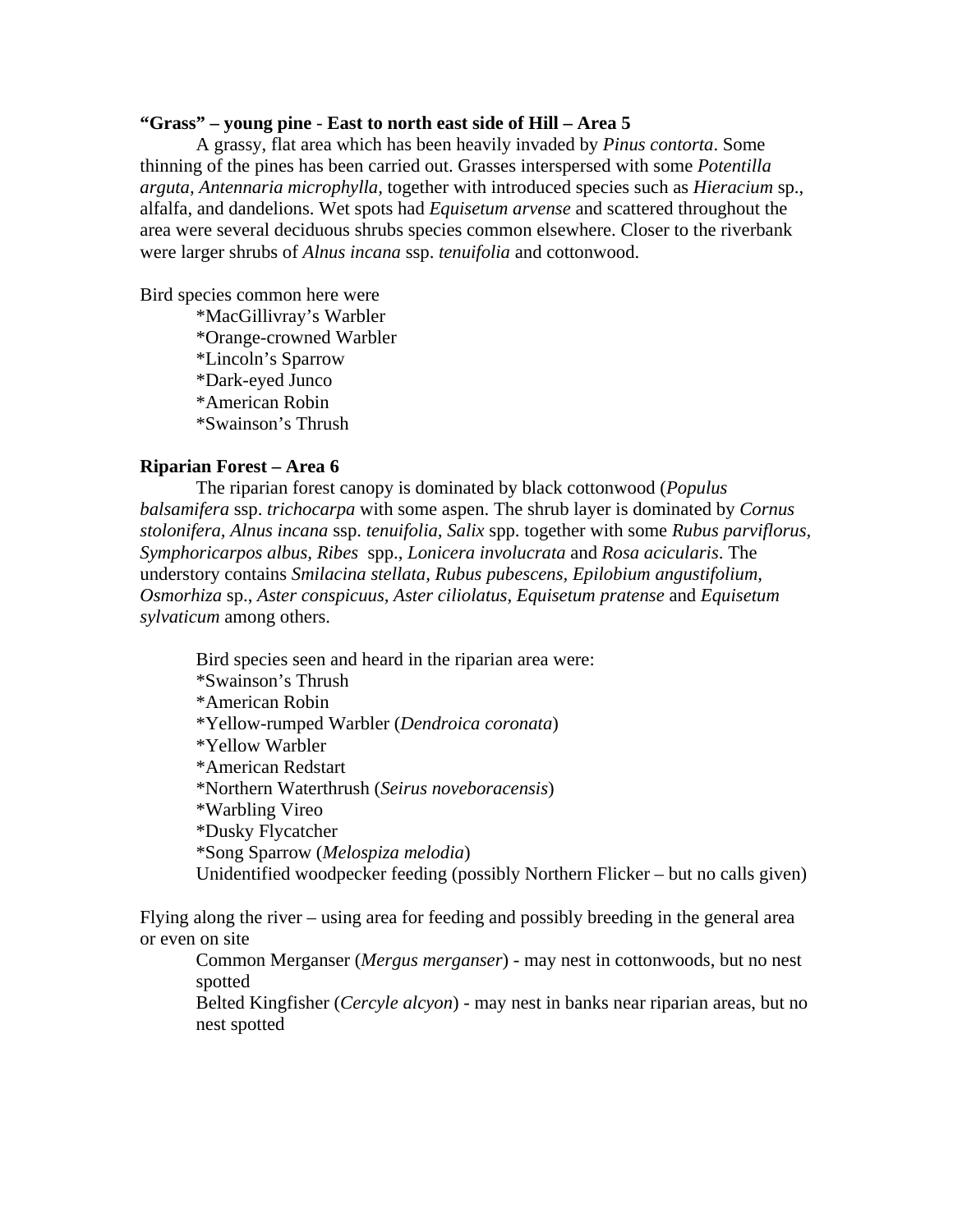**"Grass" – young pine - East to north east side of Hill – Area 5**

A grassy, flat area which has been heavily invaded by *Pinus contorta*. Some thinning of the pines has been carried out. Grasses interspersed with some *Potentilla arguta, Antennaria microphylla,* together with introduced species such as *Hieracium* sp., alfalfa, and dandelions. Wet spots had *Equisetum arvense* and scattered throughout the area were several deciduous shrubs species common elsewhere. Closer to the riverbank were larger shrubs of *Alnus incana* ssp. *tenuifolia* and cottonwood.

Bird species common here were

*MacGillivray's Warbler
*Orange-crowned Warbler
*Lincoln's Sparrow
*Dark-eyed Junco
*American Robin
*Swainson's Thrush

**Riparian Forest – Area 6**

The riparian forest canopy is dominated by black cottonwood (*Populus balsamifera* ssp. *trichocarpa* with some aspen. The shrub layer is dominated by *Cornus stolonifera, Alnus incana* ssp. *tenuifolia, Salix* spp. together with some *Rubus parviflorus, Symphoricarpos albus, Ribes* spp., *Lonicera involucrata* and *Rosa acicularis*. The understory contains *Smilacina stellata, Rubus pubescens, Epilobium angustifolium, Osmorhiza* sp., *Aster conspicuus, Aster ciliolatus, Equisetum pratense* and *Equisetum sylvaticum* among others.

Bird species seen and heard in the riparian area were:
*Swainson's Thrush
*American Robin
*Yellow-rumped Warbler (*Dendroica coronata*)
*Yellow Warbler
*American Redstart
*Northern Waterthrush (*Seirus noveboracensis*)
*Warbling Vireo
*Dusky Flycatcher
*Song Sparrow (*Melospiza melodia*)
Unidentified woodpecker feeding (possibly Northern Flicker – but no calls given)

Flying along the river – using area for feeding and possibly breeding in the general area or even on site

Common Merganser (*Mergus merganser*) - may nest in cottonwoods, but no nest spotted
Belted Kingfisher (*Cercyle alcyon*) - may nest in banks near riparian areas, but no nest spotted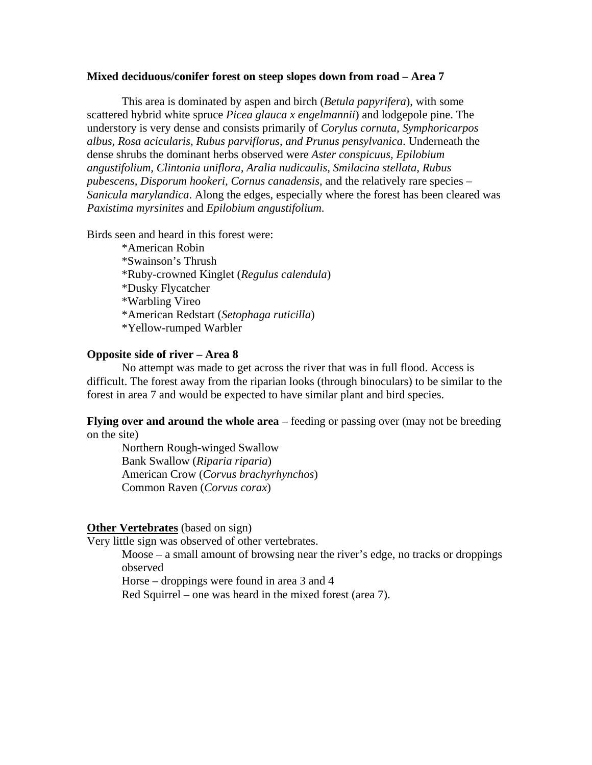**Mixed deciduous/conifer forest on steep slopes down from road – Area 7**

This area is dominated by aspen and birch (*Betula papyrifera*), with some scattered hybrid white spruce *Picea glauca x engelmannii*) and lodgepole pine. The understory is very dense and consists primarily of *Corylus cornuta, Symphoricarpos albus, Rosa acicularis, Rubus parviflorus, and Prunus pensylvanica*. Underneath the dense shrubs the dominant herbs observed were *Aster conspicuus, Epilobium angustifolium, Clintonia uniflora, Aralia nudicaulis, Smilacina stellata, Rubus pubescens, Disporum hookeri, Cornus canadensis*, and the relatively rare species – *Sanicula marylandica*. Along the edges, especially where the forest has been cleared was *Paxistima myrsinites* and *Epilobium angustifolium*.

Birds seen and heard in this forest were:

*American Robin
*Swainson's Thrush
*Ruby-crowned Kinglet (*Regulus calendula*)
*Dusky Flycatcher
*Warbling Vireo
*American Redstart (*Setophaga ruticilla*)
*Yellow-rumped Warbler

**Opposite side of river – Area 8**

No attempt was made to get across the river that was in full flood. Access is difficult. The forest away from the riparian looks (through binoculars) to be similar to the forest in area 7 and would be expected to have similar plant and bird species.

**Flying over and around the whole area** – feeding or passing over (may not be breeding on the site)

Northern Rough-winged Swallow
Bank Swallow (*Riparia riparia*)
American Crow (*Corvus brachyrhynchos*)
Common Raven (*Corvus corax*)

**Other Vertebrates** (based on sign)

Very little sign was observed of other vertebrates.

Moose – a small amount of browsing near the river's edge, no tracks or droppings observed
Horse – droppings were found in area 3 and 4
Red Squirrel – one was heard in the mixed forest (area 7).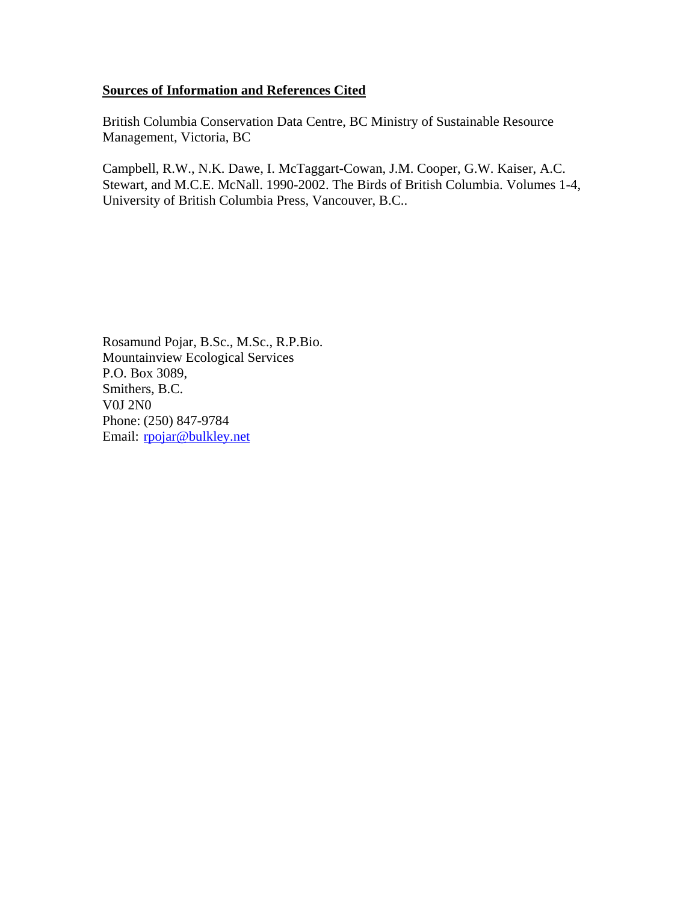## **Sources of Information and References Cited**

British Columbia Conservation Data Centre, BC Ministry of Sustainable Resource Management, Victoria, BC

Campbell, R.W., N.K. Dawe, I. McTaggart-Cowan, J.M. Cooper, G.W. Kaiser, A.C. Stewart, and M.C.E. McNall. 1990-2002. The Birds of British Columbia. Volumes 1-4, University of British Columbia Press, Vancouver, B.C..

Rosamund Pojar, B.Sc., M.Sc., R.P.Bio.
Mountainview Ecological Services
P.O. Box 3089,
Smithers, B.C.
V0J 2N0
Phone: (250) 847-9784
Email: rpojar@bulkley.net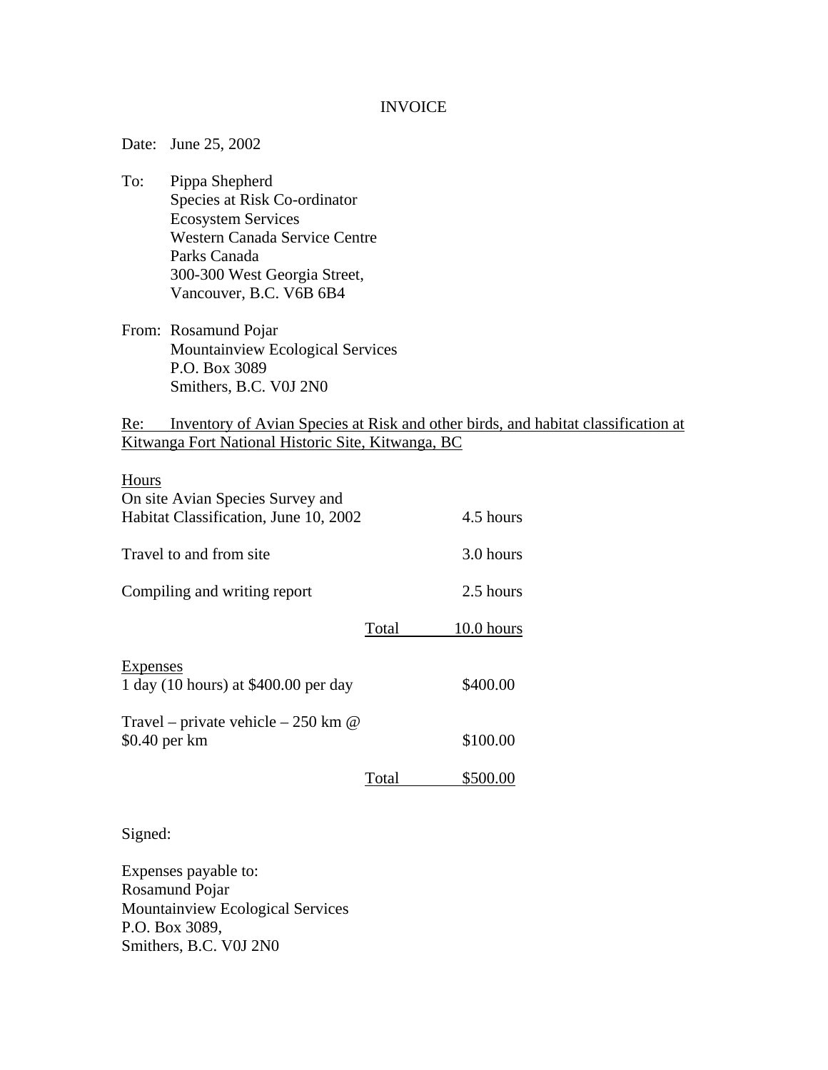INVOICE

Date: June 25, 2002

To: Pippa Shepherd
Species at Risk Co-ordinator
Ecosystem Services
Western Canada Service Centre
Parks Canada
300-300 West Georgia Street,
Vancouver, B.C. V6B 6B4

From: Rosamund Pojar
Mountainview Ecological Services
P.O. Box 3089
Smithers, B.C. V0J 2N0

Re: Inventory of Avian Species at Risk and other birds, and habitat classification at Kitwanga Fort National Historic Site, Kitwanga, BC

| | | |
|---|---|---|
| **Hours** | | |
| On site Avian Species Survey and Habitat Classification, June 10, 2002 | | 4.5 hours |
| Travel to and from site | | 3.0 hours |
| Compiling and writing report | | 2.5 hours |
| | Total | 10.0 hours |
| **Expenses** | | |
| 1 day (10 hours) at $400.00 per day | | $400.00 |
| Travel – private vehicle – 250 km @ $0.40 per km | | $100.00 |
| | Total | $500.00 |

Signed:

Expenses payable to:
Rosamund Pojar
Mountainview Ecological Services
P.O. Box 3089,
Smithers, B.C. V0J 2N0